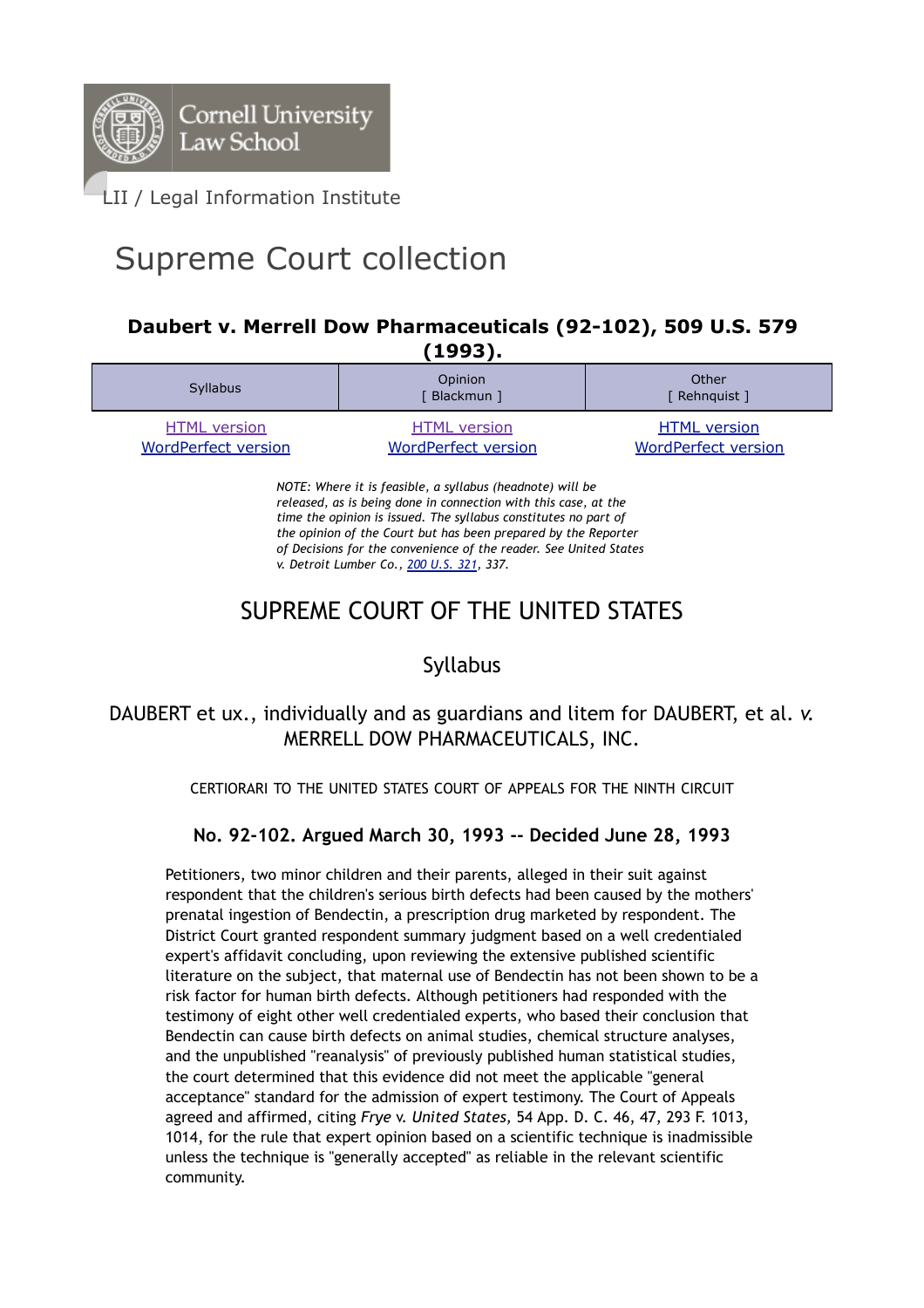Cornell University Law School

LII / Legal Information Institute

# Supreme Court collection

### Daubert v. Merrell Dow Pharmaceuticals (92-102), 509 U.S. 579 (1993).

| Syllabus | Opinion [ Blackmun ] | Other [ Rehnquist ] |
|---|---|---|
| HTML version<br>WordPerfect version | HTML version<br>WordPerfect version | HTML version<br>WordPerfect version |

*NOTE: Where it is feasible, a syllabus (headnote) will be released, as is being done in connection with this case, at the time the opinion is issued. The syllabus constitutes no part of the opinion of the Court but has been prepared by the Reporter of Decisions for the convenience of the reader. See United States v. Detroit Lumber Co., 200 U.S. 321, 337.*

## SUPREME COURT OF THE UNITED STATES

## Syllabus

## DAUBERT et ux., individually and as guardians and litem for DAUBERT, et al. *v.* MERRELL DOW PHARMACEUTICALS, INC.

CERTIORARI TO THE UNITED STATES COURT OF APPEALS FOR THE NINTH CIRCUIT

### No. 92-102. Argued March 30, 1993 -- Decided June 28, 1993

Petitioners, two minor children and their parents, alleged in their suit against respondent that the children's serious birth defects had been caused by the mothers' prenatal ingestion of Bendectin, a prescription drug marketed by respondent. The District Court granted respondent summary judgment based on a well credentialed expert's affidavit concluding, upon reviewing the extensive published scientific literature on the subject, that maternal use of Bendectin has not been shown to be a risk factor for human birth defects. Although petitioners had responded with the testimony of eight other well credentialed experts, who based their conclusion that Bendectin can cause birth defects on animal studies, chemical structure analyses, and the unpublished "reanalysis" of previously published human statistical studies, the court determined that this evidence did not meet the applicable "general acceptance" standard for the admission of expert testimony. The Court of Appeals agreed and affirmed, citing *Frye* v. *United States,* 54 App. D. C. 46, 47, 293 F. 1013, 1014, for the rule that expert opinion based on a scientific technique is inadmissible unless the technique is "generally accepted" as reliable in the relevant scientific community.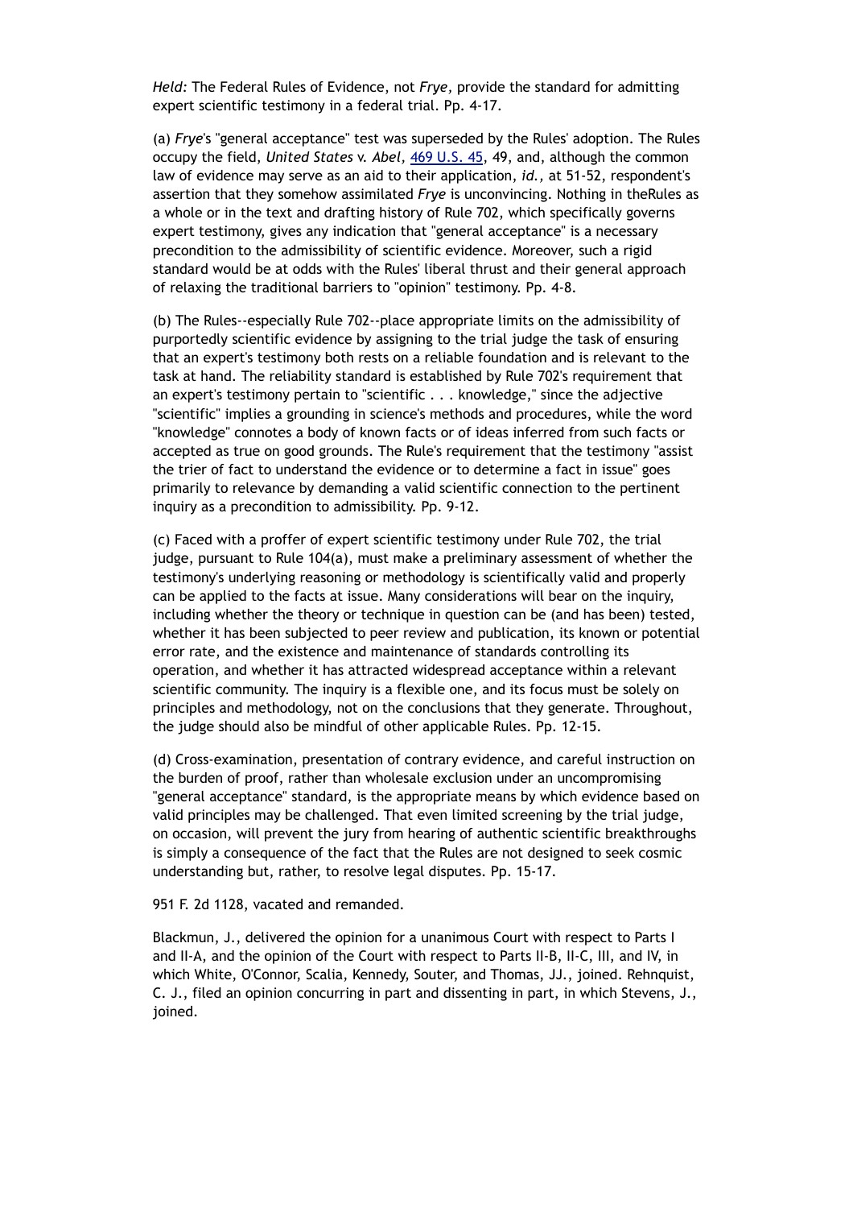*Held*: The Federal Rules of Evidence, not *Frye*, provide the standard for admitting expert scientific testimony in a federal trial. Pp. 4-17.

(a) *Frye*'s "general acceptance" test was superseded by the Rules' adoption. The Rules occupy the field, *United States* v. *Abel*, [469 U.S. 45](469 U.S. 45), 49, and, although the common law of evidence may serve as an aid to their application, *id.*, at 51-52, respondent's assertion that they somehow assimilated *Frye* is unconvincing. Nothing in theRules as a whole or in the text and drafting history of Rule 702, which specifically governs expert testimony, gives any indication that "general acceptance" is a necessary precondition to the admissibility of scientific evidence. Moreover, such a rigid standard would be at odds with the Rules' liberal thrust and their general approach of relaxing the traditional barriers to "opinion" testimony. Pp. 4-8.

(b) The Rules--especially Rule 702--place appropriate limits on the admissibility of purportedly scientific evidence by assigning to the trial judge the task of ensuring that an expert's testimony both rests on a reliable foundation and is relevant to the task at hand. The reliability standard is established by Rule 702's requirement that an expert's testimony pertain to "scientific . . . knowledge," since the adjective "scientific" implies a grounding in science's methods and procedures, while the word "knowledge" connotes a body of known facts or of ideas inferred from such facts or accepted as true on good grounds. The Rule's requirement that the testimony "assist the trier of fact to understand the evidence or to determine a fact in issue" goes primarily to relevance by demanding a valid scientific connection to the pertinent inquiry as a precondition to admissibility. Pp. 9-12.

(c) Faced with a proffer of expert scientific testimony under Rule 702, the trial judge, pursuant to Rule 104(a), must make a preliminary assessment of whether the testimony's underlying reasoning or methodology is scientifically valid and properly can be applied to the facts at issue. Many considerations will bear on the inquiry, including whether the theory or technique in question can be (and has been) tested, whether it has been subjected to peer review and publication, its known or potential error rate, and the existence and maintenance of standards controlling its operation, and whether it has attracted widespread acceptance within a relevant scientific community. The inquiry is a flexible one, and its focus must be solely on principles and methodology, not on the conclusions that they generate. Throughout, the judge should also be mindful of other applicable Rules. Pp. 12-15.

(d) Cross-examination, presentation of contrary evidence, and careful instruction on the burden of proof, rather than wholesale exclusion under an uncompromising "general acceptance" standard, is the appropriate means by which evidence based on valid principles may be challenged. That even limited screening by the trial judge, on occasion, will prevent the jury from hearing of authentic scientific breakthroughs is simply a consequence of the fact that the Rules are not designed to seek cosmic understanding but, rather, to resolve legal disputes. Pp. 15-17.

951 F. 2d 1128, vacated and remanded.

Blackmun, J., delivered the opinion for a unanimous Court with respect to Parts I and II-A, and the opinion of the Court with respect to Parts II-B, II-C, III, and IV, in which White, O'Connor, Scalia, Kennedy, Souter, and Thomas, JJ., joined. Rehnquist, C. J., filed an opinion concurring in part and dissenting in part, in which Stevens, J., joined.